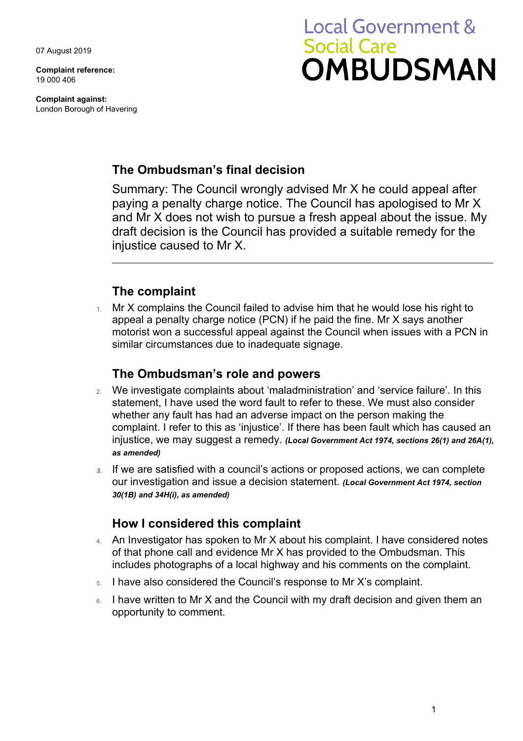07 August 2019

**Complaint reference:**
19 000 406

**Complaint against:**
London Borough of Havering

Local Government & Social Care
# OMBUDSMAN

## The Ombudsman's final decision

Summary: The Council wrongly advised Mr X he could appeal after paying a penalty charge notice. The Council has apologised to Mr X and Mr X does not wish to pursue a fresh appeal about the issue. My draft decision is the Council has provided a suitable remedy for the injustice caused to Mr X.

---

## The complaint

1. Mr X complains the Council failed to advise him that he would lose his right to appeal a penalty charge notice (PCN) if he paid the fine. Mr X says another motorist won a successful appeal against the Council when issues with a PCN in similar circumstances due to inadequate signage.

## The Ombudsman's role and powers

2. We investigate complaints about 'maladministration' and 'service failure'. In this statement, I have used the word fault to refer to these. We must also consider whether any fault has had an adverse impact on the person making the complaint. I refer to this as 'injustice'. If there has been fault which has caused an injustice, we may suggest a remedy. ***(Local Government Act 1974, sections 26(1) and 26A(1), as amended)***

3. If we are satisfied with a council's actions or proposed actions, we can complete our investigation and issue a decision statement. ***(Local Government Act 1974, section 30(1B) and 34H(i), as amended)***

## How I considered this complaint

4. An Investigator has spoken to Mr X about his complaint. I have considered notes of that phone call and evidence Mr X has provided to the Ombudsman. This includes photographs of a local highway and his comments on the complaint.

5. I have also considered the Council's response to Mr X's complaint.

6. I have written to Mr X and the Council with my draft decision and given them an opportunity to comment.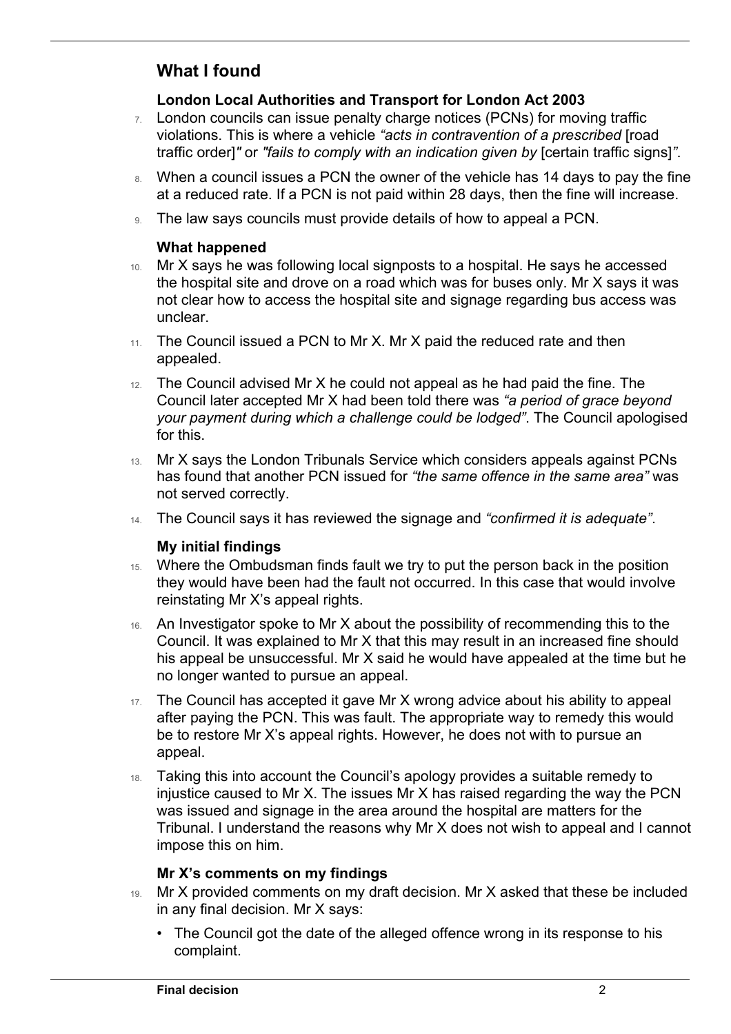## What I found

### London Local Authorities and Transport for London Act 2003

7. London councils can issue penalty charge notices (PCNs) for moving traffic violations. This is where a vehicle *"acts in contravention of a prescribed* [road traffic order]*"* or *"fails to comply with an indication given by* [certain traffic signs]*"*.
8. When a council issues a PCN the owner of the vehicle has 14 days to pay the fine at a reduced rate. If a PCN is not paid within 28 days, then the fine will increase.
9. The law says councils must provide details of how to appeal a PCN.

### What happened

10. Mr X says he was following local signposts to a hospital. He says he accessed the hospital site and drove on a road which was for buses only. Mr X says it was not clear how to access the hospital site and signage regarding bus access was unclear.
11. The Council issued a PCN to Mr X. Mr X paid the reduced rate and then appealed.
12. The Council advised Mr X he could not appeal as he had paid the fine. The Council later accepted Mr X had been told there was *"a period of grace beyond your payment during which a challenge could be lodged"*. The Council apologised for this.
13. Mr X says the London Tribunals Service which considers appeals against PCNs has found that another PCN issued for *"the same offence in the same area"* was not served correctly.
14. The Council says it has reviewed the signage and *"confirmed it is adequate"*.

### My initial findings

15. Where the Ombudsman finds fault we try to put the person back in the position they would have been had the fault not occurred. In this case that would involve reinstating Mr X's appeal rights.
16. An Investigator spoke to Mr X about the possibility of recommending this to the Council. It was explained to Mr X that this may result in an increased fine should his appeal be unsuccessful. Mr X said he would have appealed at the time but he no longer wanted to pursue an appeal.
17. The Council has accepted it gave Mr X wrong advice about his ability to appeal after paying the PCN. This was fault. The appropriate way to remedy this would be to restore Mr X's appeal rights. However, he does not with to pursue an appeal.
18. Taking this into account the Council's apology provides a suitable remedy to injustice caused to Mr X. The issues Mr X has raised regarding the way the PCN was issued and signage in the area around the hospital are matters for the Tribunal. I understand the reasons why Mr X does not wish to appeal and I cannot impose this on him.

### Mr X's comments on my findings

19. Mr X provided comments on my draft decision. Mr X asked that these be included in any final decision. Mr X says:
    - The Council got the date of the alleged offence wrong in its response to his complaint.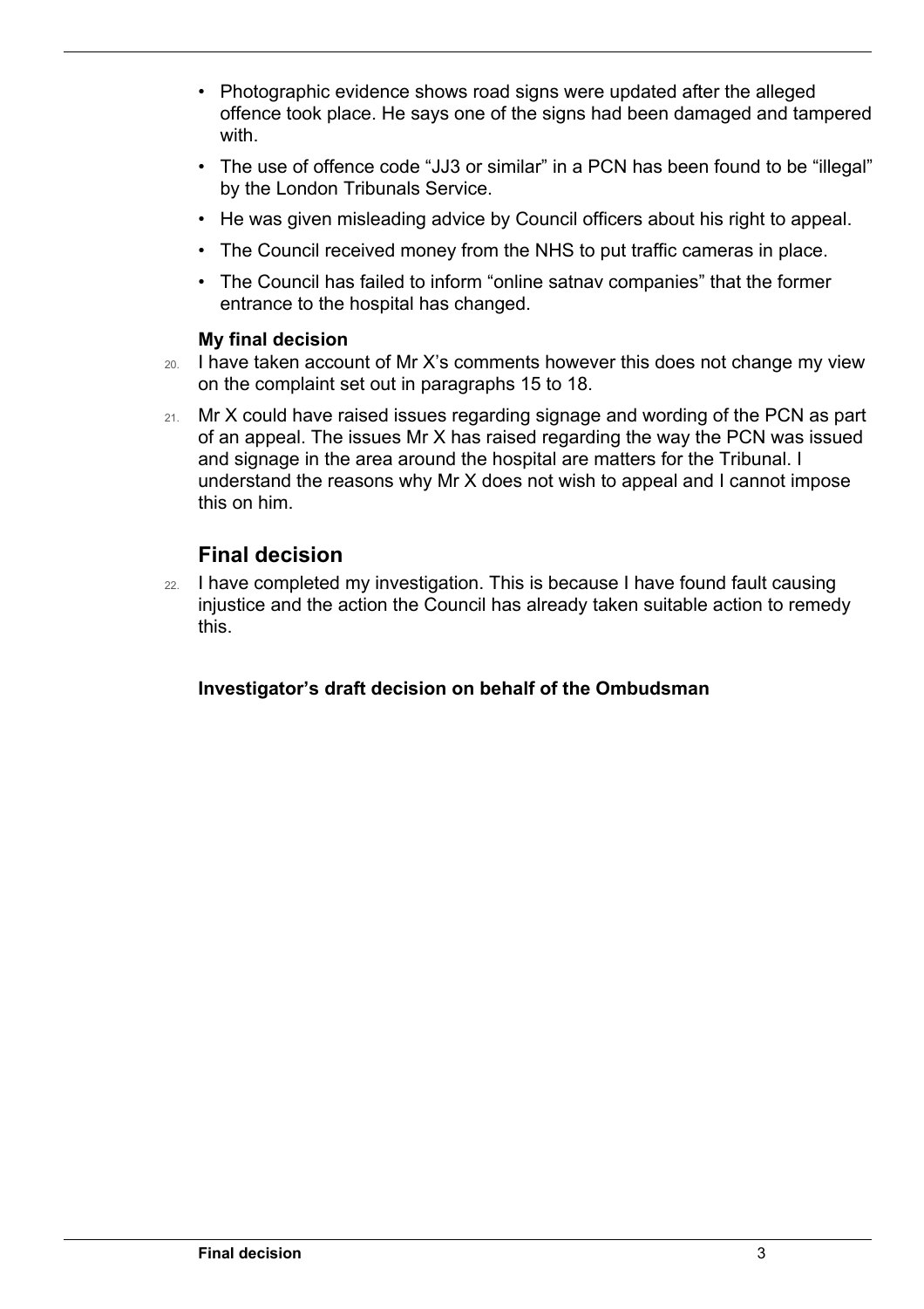- Photographic evidence shows road signs were updated after the alleged offence took place. He says one of the signs had been damaged and tampered with.
- The use of offence code “JJ3 or similar” in a PCN has been found to be “illegal” by the London Tribunals Service.
- He was given misleading advice by Council officers about his right to appeal.
- The Council received money from the NHS to put traffic cameras in place.
- The Council has failed to inform “online satnav companies” that the former entrance to the hospital has changed.

### My final decision

20. I have taken account of Mr X’s comments however this does not change my view on the complaint set out in paragraphs 15 to 18.

21. Mr X could have raised issues regarding signage and wording of the PCN as part of an appeal. The issues Mr X has raised regarding the way the PCN was issued and signage in the area around the hospital are matters for the Tribunal. I understand the reasons why Mr X does not wish to appeal and I cannot impose this on him.

## Final decision

22. I have completed my investigation. This is because I have found fault causing injustice and the action the Council has already taken suitable action to remedy this.

**Investigator’s draft decision on behalf of the Ombudsman**